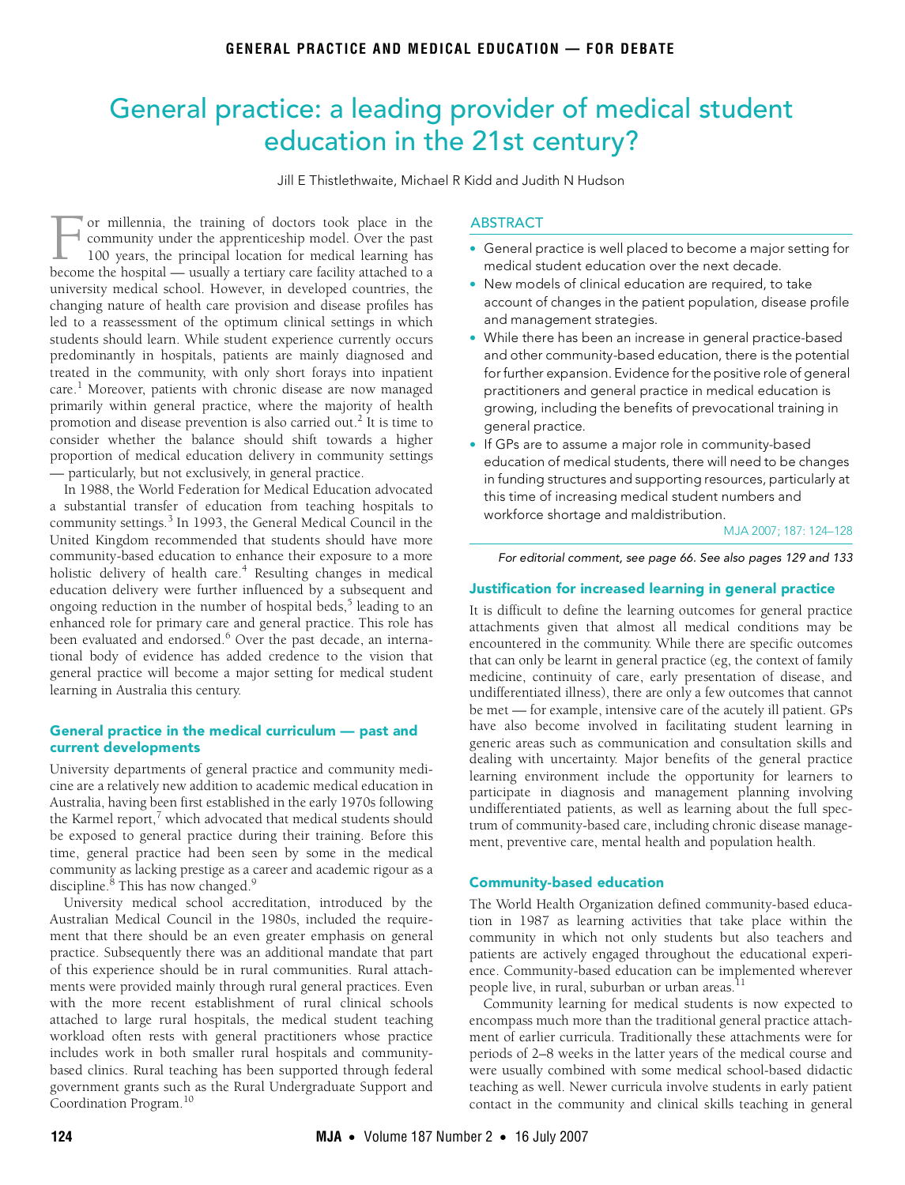# General practice: a leading provider of medical student education in the 21st century?

Jill E Thistlethwaite, Michael R Kidd and Judith N Hudson

## ABSTRACT

- General practice is well placed to become a major setting for medical student education over the next decade.
- New models of clinical education are required, to take account of changes in the patient population, disease profile and management strategies.
- While there has been an increase in general practice-based and other community-based education, there is the potential for further expansion. Evidence for the positive role of general practitioners and general practice in medical education is growing, including the benefits of prevocational training in general practice.
- If GPs are to assume a major role in community-based education of medical students, there will need to be changes in funding structures and supporting resources, particularly at this time of increasing medical student numbers and workforce shortage and maldistribution.

MJA 2007; 187: 124–128

*For editorial comment, see page 66. See also pages 129 and 133*

For millennia, the training of doctors took place in the community under the apprenticeship model. Over the past 100 years, the principal location for medical learning has become the hospital — usually a tertiary care facility attached to a university medical school. However, in developed countries, the changing nature of health care provision and disease profiles has led to a reassessment of the optimum clinical settings in which students should learn. While student experience currently occurs predominantly in hospitals, patients are mainly diagnosed and treated in the community, with only short forays into inpatient care.[1] Moreover, patients with chronic disease are now managed primarily within general practice, where the majority of health promotion and disease prevention is also carried out.[2] It is time to consider whether the balance should shift towards a higher proportion of medical education delivery in community settings — particularly, but not exclusively, in general practice.

In 1988, the World Federation for Medical Education advocated a substantial transfer of education from teaching hospitals to community settings.[3] In 1993, the General Medical Council in the United Kingdom recommended that students should have more community-based education to enhance their exposure to a more holistic delivery of health care.[4] Resulting changes in medical education delivery were further influenced by a subsequent and ongoing reduction in the number of hospital beds,[5] leading to an enhanced role for primary care and general practice. This role has been evaluated and endorsed.[6] Over the past decade, an international body of evidence has added credence to the vision that general practice will become a major setting for medical student learning in Australia this century.

### General practice in the medical curriculum — past and current developments

University departments of general practice and community medicine are a relatively new addition to academic medical education in Australia, having been first established in the early 1970s following the Karmel report,[7] which advocated that medical students should be exposed to general practice during their training. Before this time, general practice had been seen by some in the medical community as lacking prestige as a career and academic rigour as a discipline.[8] This has now changed.[9]

University medical school accreditation, introduced by the Australian Medical Council in the 1980s, included the requirement that there should be an even greater emphasis on general practice. Subsequently there was an additional mandate that part of this experience should be in rural communities. Rural attachments were provided mainly through rural general practices. Even with the more recent establishment of rural clinical schools attached to large rural hospitals, the medical student teaching workload often rests with general practitioners whose practice includes work in both smaller rural hospitals and community-based clinics. Rural teaching has been supported through federal government grants such as the Rural Undergraduate Support and Coordination Program.[10]

### Justification for increased learning in general practice

It is difficult to define the learning outcomes for general practice attachments given that almost all medical conditions may be encountered in the community. While there are specific outcomes that can only be learnt in general practice (eg, the context of family medicine, continuity of care, early presentation of disease, and undifferentiated illness), there are only a few outcomes that cannot be met — for example, intensive care of the acutely ill patient. GPs have also become involved in facilitating student learning in generic areas such as communication and consultation skills and dealing with uncertainty. Major benefits of the general practice learning environment include the opportunity for learners to participate in diagnosis and management planning involving undifferentiated patients, as well as learning about the full spectrum of community-based care, including chronic disease management, preventive care, mental health and population health.

### Community-based education

The World Health Organization defined community-based education in 1987 as learning activities that take place within the community in which not only students but also teachers and patients are actively engaged throughout the educational experience. Community-based education can be implemented wherever people live, in rural, suburban or urban areas.[11]

Community learning for medical students is now expected to encompass much more than the traditional general practice attachment of earlier curricula. Traditionally these attachments were for periods of 2–8 weeks in the latter years of the medical course and were usually combined with some medical school-based didactic teaching as well. Newer curricula involve students in early patient contact in the community and clinical skills teaching in general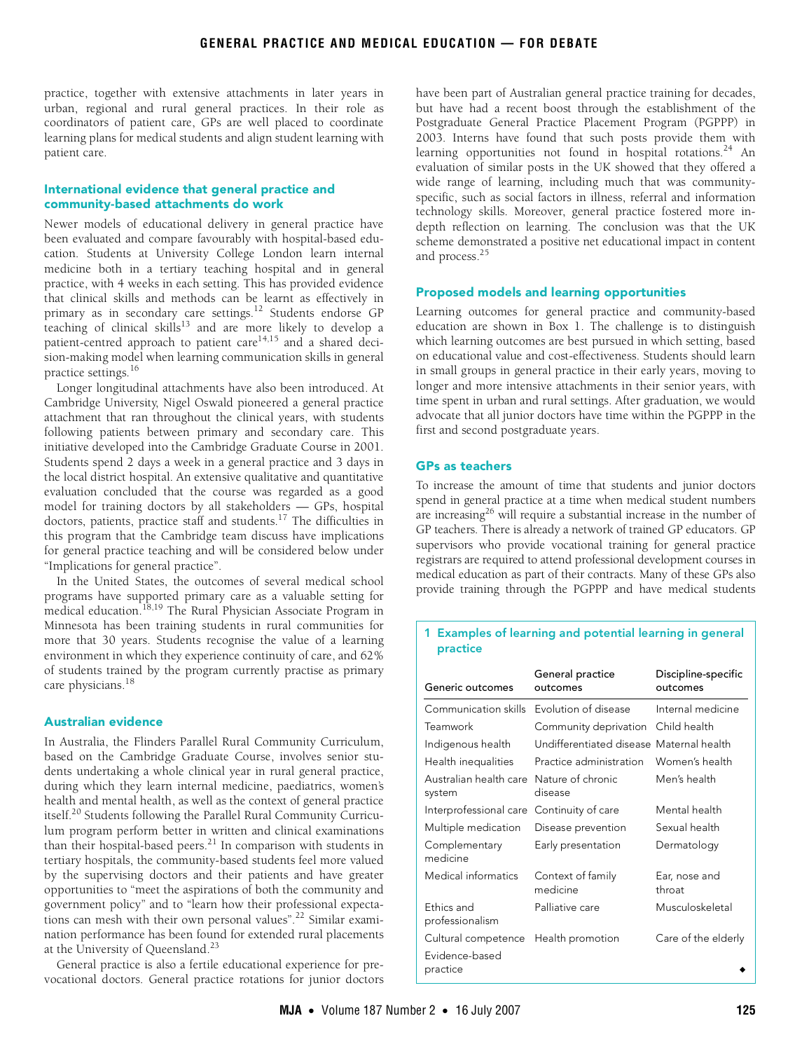practice, together with extensive attachments in later years in urban, regional and rural general practices. In their role as coordinators of patient care, GPs are well placed to coordinate learning plans for medical students and align student learning with patient care.

## International evidence that general practice and community-based attachments do work

Newer models of educational delivery in general practice have been evaluated and compare favourably with hospital-based education. Students at University College London learn internal medicine both in a tertiary teaching hospital and in general practice, with 4 weeks in each setting. This has provided evidence that clinical skills and methods can be learnt as effectively in primary as in secondary care settings.[12] Students endorse GP teaching of clinical skills[13] and are more likely to develop a patient-centred approach to patient care[14,15] and a shared decision-making model when learning communication skills in general practice settings.[16]

Longer longitudinal attachments have also been introduced. At Cambridge University, Nigel Oswald pioneered a general practice attachment that ran throughout the clinical years, with students following patients between primary and secondary care. This initiative developed into the Cambridge Graduate Course in 2001. Students spend 2 days a week in a general practice and 3 days in the local district hospital. An extensive qualitative and quantitative evaluation concluded that the course was regarded as a good model for training doctors by all stakeholders — GPs, hospital doctors, patients, practice staff and students.[17] The difficulties in this program that the Cambridge team discuss have implications for general practice teaching and will be considered below under "Implications for general practice".

In the United States, the outcomes of several medical school programs have supported primary care as a valuable setting for medical education.[18,19] The Rural Physician Associate Program in Minnesota has been training students in rural communities for more that 30 years. Students recognise the value of a learning environment in which they experience continuity of care, and 62% of students trained by the program currently practise as primary care physicians.[18]

## Australian evidence

In Australia, the Flinders Parallel Rural Community Curriculum, based on the Cambridge Graduate Course, involves senior students undertaking a whole clinical year in rural general practice, during which they learn internal medicine, paediatrics, women's health and mental health, as well as the context of general practice itself.[20] Students following the Parallel Rural Community Curriculum program perform better in written and clinical examinations than their hospital-based peers.[21] In comparison with students in tertiary hospitals, the community-based students feel more valued by the supervising doctors and their patients and have greater opportunities to "meet the aspirations of both the community and government policy" and to "learn how their professional expectations can mesh with their own personal values".[22] Similar examination performance has been found for extended rural placements at the University of Queensland.[23]

General practice is also a fertile educational experience for prevocational doctors. General practice rotations for junior doctors have been part of Australian general practice training for decades, but have had a recent boost through the establishment of the Postgraduate General Practice Placement Program (PGPPP) in 2003. Interns have found that such posts provide them with learning opportunities not found in hospital rotations.[24] An evaluation of similar posts in the UK showed that they offered a wide range of learning, including much that was community-specific, such as social factors in illness, referral and information technology skills. Moreover, general practice fostered more in-depth reflection on learning. The conclusion was that the UK scheme demonstrated a positive net educational impact in content and process.[25]

## Proposed models and learning opportunities

Learning outcomes for general practice and community-based education are shown in Box 1. The challenge is to distinguish which learning outcomes are best pursued in which setting, based on educational value and cost-effectiveness. Students should learn in small groups in general practice in their early years, moving to longer and more intensive attachments in their senior years, with time spent in urban and rural settings. After graduation, we would advocate that all junior doctors have time within the PGPPP in the first and second postgraduate years.

## GPs as teachers

To increase the amount of time that students and junior doctors spend in general practice at a time when medical student numbers are increasing[26] will require a substantial increase in the number of GP teachers. There is already a network of trained GP educators. GP supervisors who provide vocational training for general practice registrars are required to attend professional development courses in medical education as part of their contracts. Many of these GPs also provide training through the PGPPP and have medical students

**1 Examples of learning and potential learning in general practice**

| Generic outcomes | General practice outcomes | Discipline-specific outcomes |
|---|---|---|
| Communication skills | Evolution of disease | Internal medicine |
| Teamwork | Community deprivation | Child health |
| Indigenous health | Undifferentiated disease | Maternal health |
| Health inequalities | Practice administration | Women's health |
| Australian health care system | Nature of chronic disease | Men's health |
| Interprofessional care | Continuity of care | Mental health |
| Multiple medication | Disease prevention | Sexual health |
| Complementary medicine | Early presentation | Dermatology |
| Medical informatics | Context of family medicine | Ear, nose and throat |
| Ethics and professionalism | Palliative care | Musculoskeletal |
| Cultural competence | Health promotion | Care of the elderly |
| Evidence-based practice | | |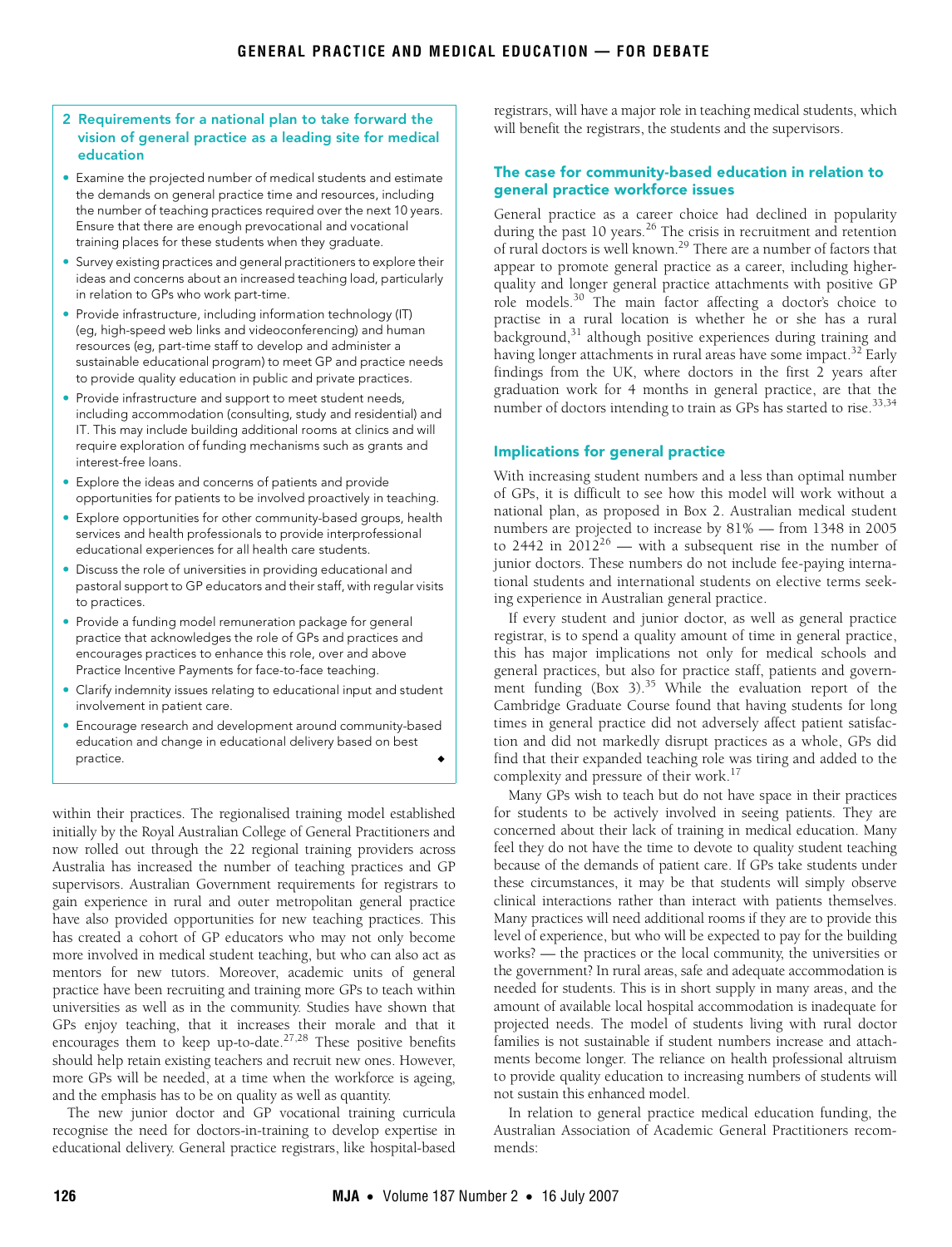## 2 Requirements for a national plan to take forward the vision of general practice as a leading site for medical education

- Examine the projected number of medical students and estimate the demands on general practice time and resources, including the number of teaching practices required over the next 10 years. Ensure that there are enough prevocational and vocational training places for these students when they graduate.
- Survey existing practices and general practitioners to explore their ideas and concerns about an increased teaching load, particularly in relation to GPs who work part-time.
- Provide infrastructure, including information technology (IT) (eg, high-speed web links and videoconferencing) and human resources (eg, part-time staff to develop and administer a sustainable educational program) to meet GP and practice needs to provide quality education in public and private practices.
- Provide infrastructure and support to meet student needs, including accommodation (consulting, study and residential) and IT. This may include building additional rooms at clinics and will require exploration of funding mechanisms such as grants and interest-free loans.
- Explore the ideas and concerns of patients and provide opportunities for patients to be involved proactively in teaching.
- Explore opportunities for other community-based groups, health services and health professionals to provide interprofessional educational experiences for all health care students.
- Discuss the role of universities in providing educational and pastoral support to GP educators and their staff, with regular visits to practices.
- Provide a funding model remuneration package for general practice that acknowledges the role of GPs and practices and encourages practices to enhance this role, over and above Practice Incentive Payments for face-to-face teaching.
- Clarify indemnity issues relating to educational input and student involvement in patient care.
- Encourage research and development around community-based education and change in educational delivery based on best practice. ◆

within their practices. The regionalised training model established initially by the Royal Australian College of General Practitioners and now rolled out through the 22 regional training providers across Australia has increased the number of teaching practices and GP supervisors. Australian Government requirements for registrars to gain experience in rural and outer metropolitan general practice have also provided opportunities for new teaching practices. This has created a cohort of GP educators who may not only become more involved in medical student teaching, but who can also act as mentors for new tutors. Moreover, academic units of general practice have been recruiting and training more GPs to teach within universities as well as in the community. Studies have shown that GPs enjoy teaching, that it increases their morale and that it encourages them to keep up-to-date.[27,28] These positive benefits should help retain existing teachers and recruit new ones. However, more GPs will be needed, at a time when the workforce is ageing, and the emphasis has to be on quality as well as quantity.

The new junior doctor and GP vocational training curricula recognise the need for doctors-in-training to develop expertise in educational delivery. General practice registrars, like hospital-based registrars, will have a major role in teaching medical students, which will benefit the registrars, the students and the supervisors.

## The case for community-based education in relation to general practice workforce issues

General practice as a career choice had declined in popularity during the past 10 years.[26] The crisis in recruitment and retention of rural doctors is well known.[29] There are a number of factors that appear to promote general practice as a career, including higher-quality and longer general practice attachments with positive GP role models.[30] The main factor affecting a doctor's choice to practise in a rural location is whether he or she has a rural background,[31] although positive experiences during training and having longer attachments in rural areas have some impact.[32] Early findings from the UK, where doctors in the first 2 years after graduation work for 4 months in general practice, are that the number of doctors intending to train as GPs has started to rise.[33,34]

## Implications for general practice

With increasing student numbers and a less than optimal number of GPs, it is difficult to see how this model will work without a national plan, as proposed in Box 2. Australian medical student numbers are projected to increase by 81% — from 1348 in 2005 to 2442 in 2012[26] — with a subsequent rise in the number of junior doctors. These numbers do not include fee-paying international students and international students on elective terms seeking experience in Australian general practice.

If every student and junior doctor, as well as general practice registrar, is to spend a quality amount of time in general practice, this has major implications not only for medical schools and general practices, but also for practice staff, patients and government funding (Box 3).[35] While the evaluation report of the Cambridge Graduate Course found that having students for long times in general practice did not adversely affect patient satisfaction and did not markedly disrupt practices as a whole, GPs did find that their expanded teaching role was tiring and added to the complexity and pressure of their work.[17]

Many GPs wish to teach but do not have space in their practices for students to be actively involved in seeing patients. They are concerned about their lack of training in medical education. Many feel they do not have the time to devote to quality student teaching because of the demands of patient care. If GPs take students under these circumstances, it may be that students will simply observe clinical interactions rather than interact with patients themselves. Many practices will need additional rooms if they are to provide this level of experience, but who will be expected to pay for the building works? — the practices or the local community, the universities or the government? In rural areas, safe and adequate accommodation is needed for students. This is in short supply in many areas, and the amount of available local hospital accommodation is inadequate for projected needs. The model of students living with rural doctor families is not sustainable if student numbers increase and attachments become longer. The reliance on health professional altruism to provide quality education to increasing numbers of students will not sustain this enhanced model.

In relation to general practice medical education funding, the Australian Association of Academic General Practitioners recommends: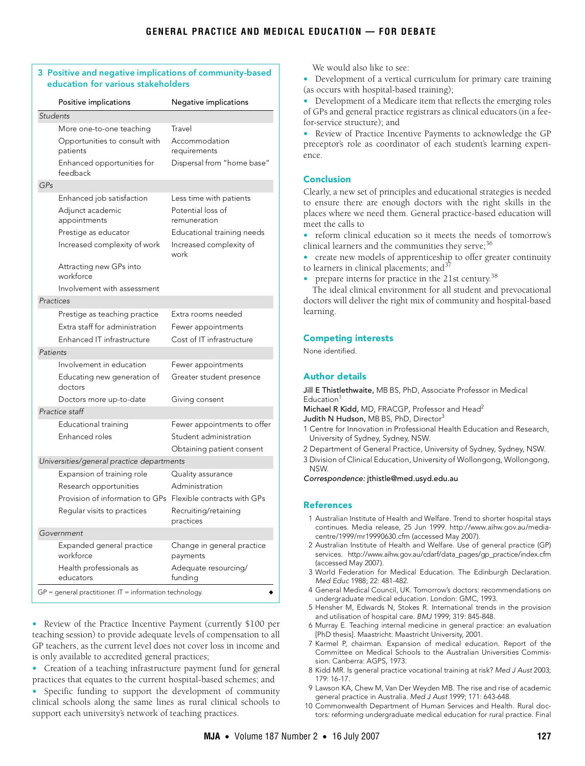### 3 Positive and negative implications of community-based education for various stakeholders

| | Positive implications | Negative implications |
|---|---|---|
| *Students* | | |
| | More one-to-one teaching | Travel |
| | Opportunities to consult with patients | Accommodation requirements |
| | Enhanced opportunities for feedback | Dispersal from "home base" |
| *GPs* | | |
| | Enhanced job satisfaction | Less time with patients |
| | Adjunct academic appointments | Potential loss of remuneration |
| | Prestige as educator | Educational training needs |
| | Increased complexity of work | Increased complexity of work |
| | Attracting new GPs into workforce | |
| | Involvement with assessment | |
| *Practices* | | |
| | Prestige as teaching practice | Extra rooms needed |
| | Extra staff for administration | Fewer appointments |
| | Enhanced IT infrastructure | Cost of IT infrastructure |
| *Patients* | | |
| | Involvement in education | Fewer appointments |
| | Educating new generation of doctors | Greater student presence |
| | Doctors more up-to-date | Giving consent |
| *Practice staff* | | |
| | Educational training | Fewer appointments to offer |
| | Enhanced roles | Student administration |
| | | Obtaining patient consent |
| *Universities/general practice departments* | | |
| | Expansion of training role | Quality assurance |
| | Research opportunities | Administration |
| | Provision of information to GPs | Flexible contracts with GPs |
| | Regular visits to practices | Recruiting/retaining practices |
| *Government* | | |
| | Expanded general practice workforce | Change in general practice payments |
| | Health professionals as educators | Adequate resourcing/funding |

GP = general practitioner. IT = information technology.

- Review of the Practice Incentive Payment (currently $100 per teaching session) to provide adequate levels of compensation to all GP teachers, as the current level does not cover loss in income and is only available to accredited general practices;
- Creation of a teaching infrastructure payment fund for general practices that equates to the current hospital-based schemes; and
- Specific funding to support the development of community clinical schools along the same lines as rural clinical schools to support each university's network of teaching practices.

We would also like to see:

- Development of a vertical curriculum for primary care training (as occurs with hospital-based training);
- Development of a Medicare item that reflects the emerging roles of GPs and general practice registrars as clinical educators (in a fee-for-service structure); and
- Review of Practice Incentive Payments to acknowledge the GP preceptor's role as coordinator of each student's learning experience.

## Conclusion

Clearly, a new set of principles and educational strategies is needed to ensure there are enough doctors with the right skills in the places where we need them. General practice-based education will meet the calls to

- reform clinical education so it meets the needs of tomorrow's clinical learners and the communities they serve;[36]
- create new models of apprenticeship to offer greater continuity to learners in clinical placements; and[37]
- prepare interns for practice in the 21st century.[38]

The ideal clinical environment for all student and prevocational doctors will deliver the right mix of community and hospital-based learning.

## Competing interests

None identified.

## Author details

**Jill E Thistlethwaite,** MB BS, PhD, Associate Professor in Medical Education[1]
**Michael R Kidd,** MD, FRACGP, Professor and Head[2]
**Judith N Hudson,** MB BS, PhD, Director[3]

1 Centre for Innovation in Professional Health Education and Research, University of Sydney, Sydney, NSW.
2 Department of General Practice, University of Sydney, Sydney, NSW.
3 Division of Clinical Education, University of Wollongong, Wollongong, NSW.

*Correspondence:* jthistle@med.usyd.edu.au

## References

1. Australian Institute of Health and Welfare. Trend to shorter hospital stays continues. Media release, 25 Jun 1999. http://www.aihw.gov.au/media-centre/1999/mr19990630.cfm (accessed May 2007).
2. Australian Institute of Health and Welfare. Use of general practice (GP) services. http://www.aihw.gov.au/cdarf/data_pages/gp_practice/index.cfm (accessed May 2007).
3. World Federation for Medical Education. The Edinburgh Declaration. *Med Educ* 1988; 22: 481-482.
4. General Medical Council, UK. Tomorrow's doctors: recommendations on undergraduate medical education. London: GMC, 1993.
5. Hensher M, Edwards N, Stokes R. International trends in the provision and utilisation of hospital care. *BMJ* 1999; 319: 845-848.
6. Murray E. Teaching internal medicine in general practice: an evaluation [PhD thesis]. Maastricht: Maastricht University, 2001.
7. Karmel P, chairman. Expansion of medical education. Report of the Committee on Medical Schools to the Australian Universities Commission. Canberra: AGPS, 1973.
8. Kidd MR. Is general practice vocational training at risk? *Med J Aust* 2003; 179: 16-17.
9. Lawson KA, Chew M, Van Der Weyden MB. The rise and rise of academic general practice in Australia. *Med J Aust* 1999; 171: 643-648.
10. Commonwealth Department of Human Services and Health. Rural doctors: reforming undergraduate medical education for rural practice. Final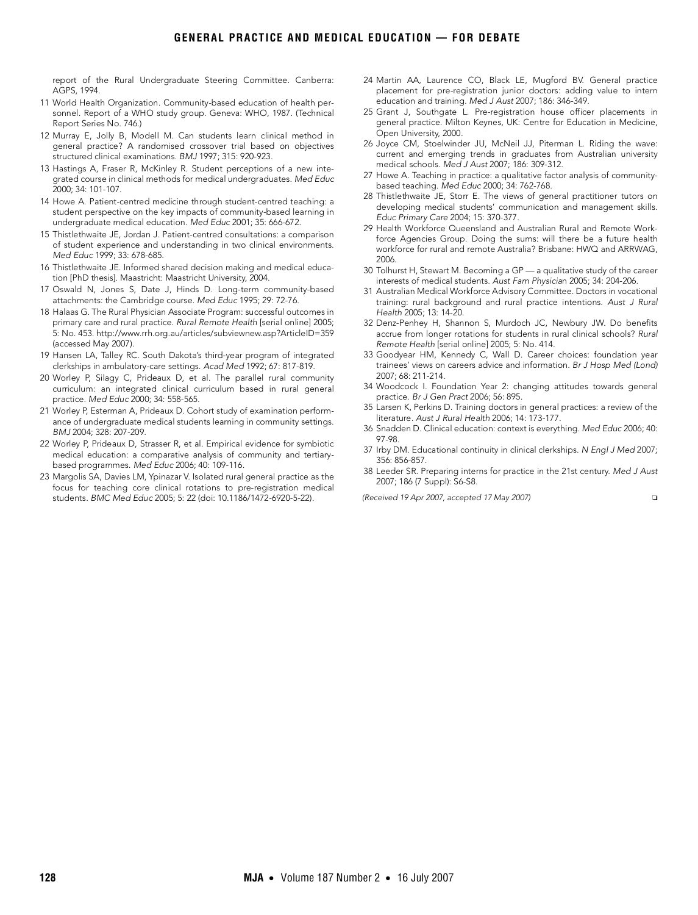report of the Rural Undergraduate Steering Committee. Canberra: AGPS, 1994.

11 World Health Organization. Community-based education of health personnel. Report of a WHO study group. Geneva: WHO, 1987. (Technical Report Series No. 746.)

12 Murray E, Jolly B, Modell M. Can students learn clinical method in general practice? A randomised crossover trial based on objectives structured clinical examinations. *BMJ* 1997; 315: 920-923.

13 Hastings A, Fraser R, McKinley R. Student perceptions of a new integrated course in clinical methods for medical undergraduates. *Med Educ* 2000; 34: 101-107.

14 Howe A. Patient-centred medicine through student-centred teaching: a student perspective on the key impacts of community-based learning in undergraduate medical education. *Med Educ* 2001; 35: 666-672.

15 Thistlethwaite JE, Jordan J. Patient-centred consultations: a comparison of student experience and understanding in two clinical environments. *Med Educ* 1999; 33: 678-685.

16 Thistlethwaite JE. Informed shared decision making and medical education [PhD thesis]. Maastricht: Maastricht University, 2004.

17 Oswald N, Jones S, Date J, Hinds D. Long-term community-based attachments: the Cambridge course. *Med Educ* 1995; 29: 72-76.

18 Halaas G. The Rural Physician Associate Program: successful outcomes in primary care and rural practice. *Rural Remote Health* [serial online] 2005; 5: No. 453. http://www.rrh.org.au/articles/subviewnew.asp?ArticleID=359 (accessed May 2007).

19 Hansen LA, Talley RC. South Dakota's third-year program of integrated clerkships in ambulatory-care settings. *Acad Med* 1992; 67: 817-819.

20 Worley P, Silagy C, Prideaux D, et al. The parallel rural community curriculum: an integrated clinical curriculum based in rural general practice. *Med Educ* 2000; 34: 558-565.

21 Worley P, Esterman A, Prideaux D. Cohort study of examination performance of undergraduate medical students learning in community settings. *BMJ* 2004; 328: 207-209.

22 Worley P, Prideaux D, Strasser R, et al. Empirical evidence for symbiotic medical education: a comparative analysis of community and tertiary-based programmes. *Med Educ* 2006; 40: 109-116.

23 Margolis SA, Davies LM, Ypinazar V. Isolated rural general practice as the focus for teaching core clinical rotations to pre-registration medical students. *BMC Med Educ* 2005; 5: 22 (doi: 10.1186/1472-6920-5-22).

24 Martin AA, Laurence CO, Black LE, Mugford BV. General practice placement for pre-registration junior doctors: adding value to intern education and training. *Med J Aust* 2007; 186: 346-349.

25 Grant J, Southgate L. Pre-registration house officer placements in general practice. Milton Keynes, UK: Centre for Education in Medicine, Open University, 2000.

26 Joyce CM, Stoelwinder JU, McNeil JJ, Piterman L. Riding the wave: current and emerging trends in graduates from Australian university medical schools. *Med J Aust* 2007; 186: 309-312.

27 Howe A. Teaching in practice: a qualitative factor analysis of community-based teaching. *Med Educ* 2000; 34: 762-768.

28 Thistlethwaite JE, Storr E. The views of general practitioner tutors on developing medical students' communication and management skills. *Educ Primary Care* 2004; 15: 370-377.

29 Health Workforce Queensland and Australian Rural and Remote Workforce Agencies Group. Doing the sums: will there be a future health workforce for rural and remote Australia? Brisbane: HWQ and ARRWAG, 2006.

30 Tolhurst H, Stewart M. Becoming a GP — a qualitative study of the career interests of medical students. *Aust Fam Physician* 2005; 34: 204-206.

31 Australian Medical Workforce Advisory Committee. Doctors in vocational training: rural background and rural practice intentions. *Aust J Rural Health* 2005; 13: 14-20.

32 Denz-Penhey H, Shannon S, Murdoch JC, Newbury JW. Do benefits accrue from longer rotations for students in rural clinical schools? *Rural Remote Health* [serial online] 2005; 5: No. 414.

33 Goodyear HM, Kennedy C, Wall D. Career choices: foundation year trainees' views on careers advice and information. *Br J Hosp Med (Lond)* 2007; 68: 211-214.

34 Woodcock I. Foundation Year 2: changing attitudes towards general practice. *Br J Gen Pract* 2006; 56: 895.

35 Larsen K, Perkins D. Training doctors in general practices: a review of the literature. *Aust J Rural Health* 2006; 14: 173-177.

36 Snadden D. Clinical education: context is everything. *Med Educ* 2006; 40: 97-98.

37 Irby DM. Educational continuity in clinical clerkships. *N Engl J Med* 2007; 356: 856-857.

38 Leeder SR. Preparing interns for practice in the 21st century. *Med J Aust* 2007; 186 (7 Suppl): S6-S8.

*(Received 19 Apr 2007, accepted 17 May 2007)*